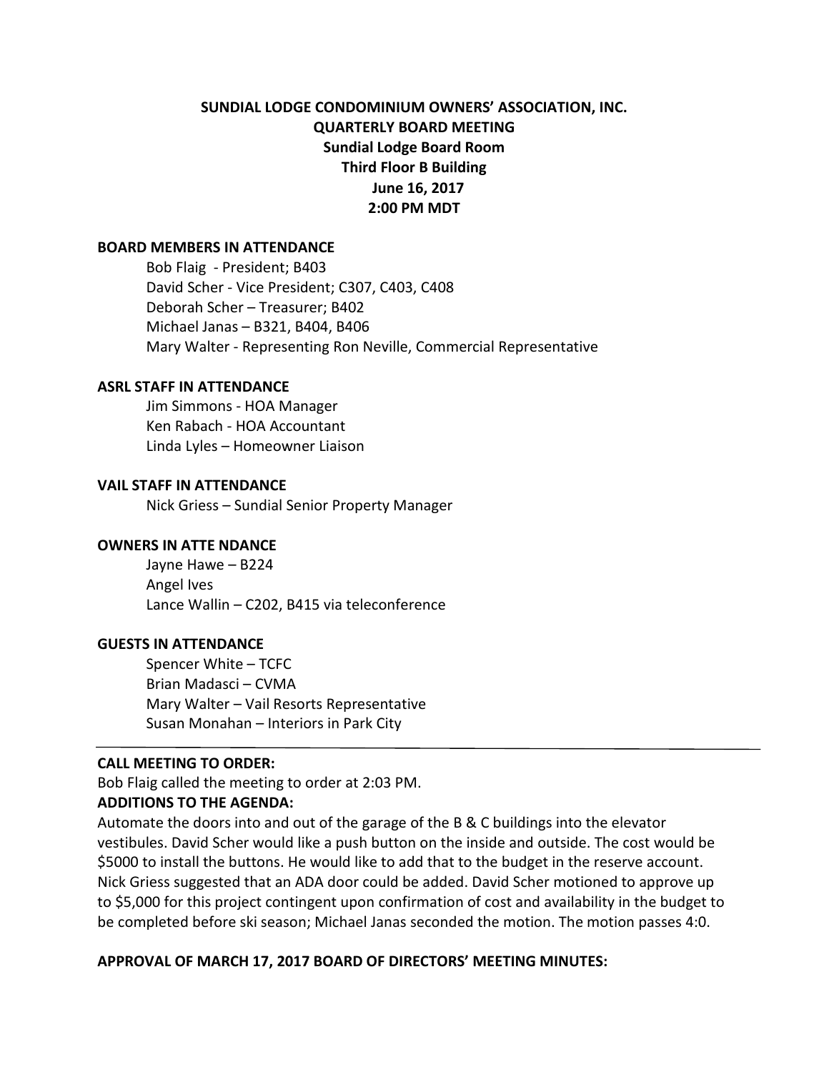**SUNDIAL LODGE CONDOMINIUM OWNERS' ASSOCIATION, INC.**
**QUARTERLY BOARD MEETING**
**Sundial Lodge Board Room**
**Third Floor B Building**
**June 16, 2017**
**2:00 PM MDT**

**BOARD MEMBERS IN ATTENDANCE**

Bob Flaig - President; B403
David Scher - Vice President; C307, C403, C408
Deborah Scher – Treasurer; B402
Michael Janas – B321, B404, B406
Mary Walter - Representing Ron Neville, Commercial Representative

**ASRL STAFF IN ATTENDANCE**

Jim Simmons - HOA Manager
Ken Rabach - HOA Accountant
Linda Lyles – Homeowner Liaison

**VAIL STAFF IN ATTENDANCE**

Nick Griess – Sundial Senior Property Manager

**OWNERS IN ATTE NDANCE**

Jayne Hawe – B224
Angel Ives
Lance Wallin – C202, B415 via teleconference

**GUESTS IN ATTENDANCE**

Spencer White – TCFC
Brian Madasci – CVMA
Mary Walter – Vail Resorts Representative
Susan Monahan – Interiors in Park City

---

**CALL MEETING TO ORDER:**

Bob Flaig called the meeting to order at 2:03 PM.

**ADDITIONS TO THE AGENDA:**

Automate the doors into and out of the garage of the B & C buildings into the elevator vestibules. David Scher would like a push button on the inside and outside. The cost would be $5000 to install the buttons. He would like to add that to the budget in the reserve account. Nick Griess suggested that an ADA door could be added. David Scher motioned to approve up to $5,000 for this project contingent upon confirmation of cost and availability in the budget to be completed before ski season; Michael Janas seconded the motion. The motion passes 4:0.

**APPROVAL OF MARCH 17, 2017 BOARD OF DIRECTORS' MEETING MINUTES:**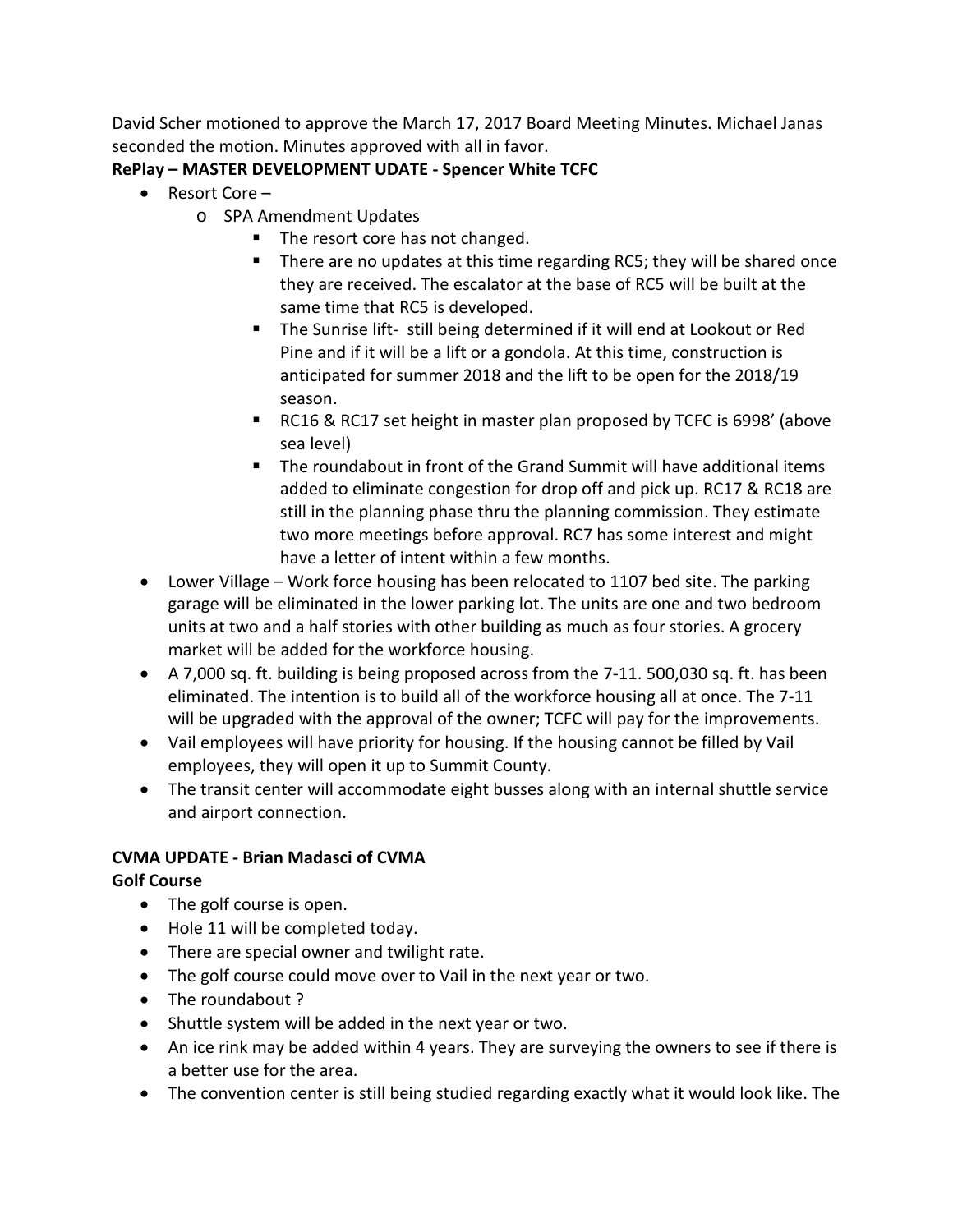David Scher motioned to approve the March 17, 2017 Board Meeting Minutes. Michael Janas seconded the motion. Minutes approved with all in favor.

**RePlay – MASTER DEVELOPMENT UDATE - Spencer White TCFC**

- Resort Core –
  - SPA Amendment Updates
    - The resort core has not changed.
    - There are no updates at this time regarding RC5; they will be shared once they are received. The escalator at the base of RC5 will be built at the same time that RC5 is developed.
    - The Sunrise lift- still being determined if it will end at Lookout or Red Pine and if it will be a lift or a gondola. At this time, construction is anticipated for summer 2018 and the lift to be open for the 2018/19 season.
    - RC16 & RC17 set height in master plan proposed by TCFC is 6998' (above sea level)
    - The roundabout in front of the Grand Summit will have additional items added to eliminate congestion for drop off and pick up. RC17 & RC18 are still in the planning phase thru the planning commission. They estimate two more meetings before approval. RC7 has some interest and might have a letter of intent within a few months.
- Lower Village – Work force housing has been relocated to 1107 bed site. The parking garage will be eliminated in the lower parking lot. The units are one and two bedroom units at two and a half stories with other building as much as four stories. A grocery market will be added for the workforce housing.
- A 7,000 sq. ft. building is being proposed across from the 7-11. 500,030 sq. ft. has been eliminated. The intention is to build all of the workforce housing all at once. The 7-11 will be upgraded with the approval of the owner; TCFC will pay for the improvements.
- Vail employees will have priority for housing. If the housing cannot be filled by Vail employees, they will open it up to Summit County.
- The transit center will accommodate eight busses along with an internal shuttle service and airport connection.

**CVMA UPDATE - Brian Madasci of CVMA**

**Golf Course**

- The golf course is open.
- Hole 11 will be completed today.
- There are special owner and twilight rate.
- The golf course could move over to Vail in the next year or two.
- The roundabout ?
- Shuttle system will be added in the next year or two.
- An ice rink may be added within 4 years. They are surveying the owners to see if there is a better use for the area.
- The convention center is still being studied regarding exactly what it would look like. The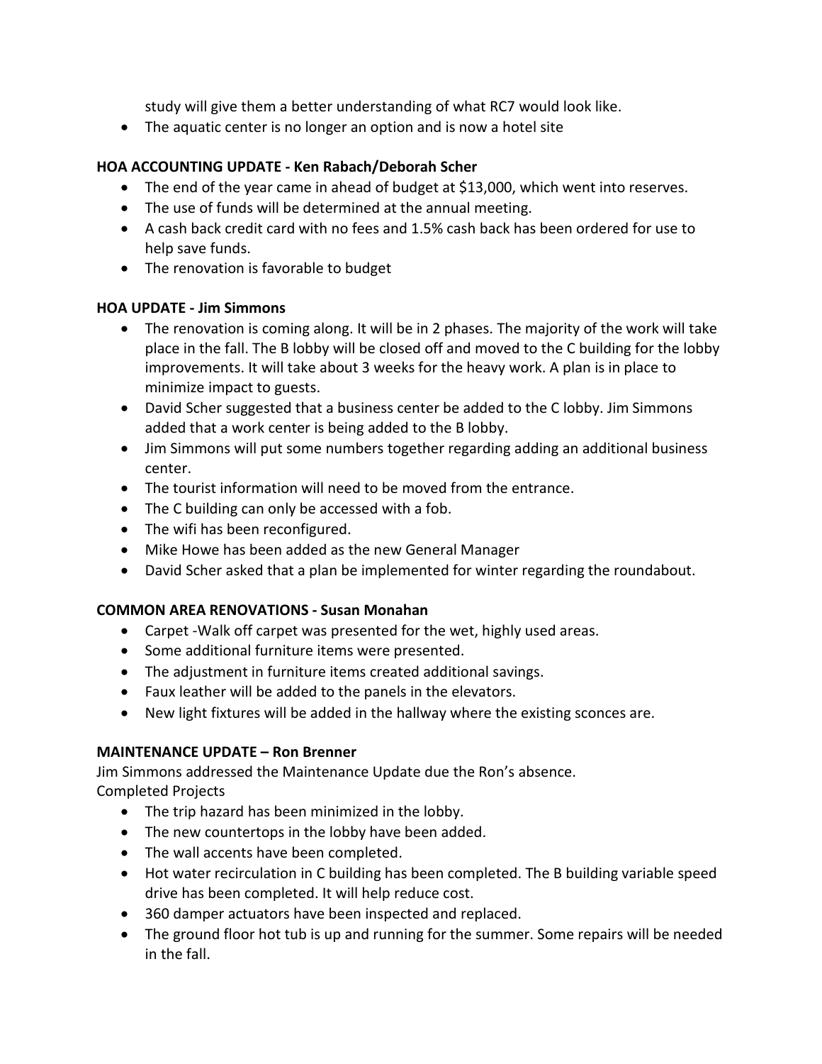study will give them a better understanding of what RC7 would look like.

- The aquatic center is no longer an option and is now a hotel site

**HOA ACCOUNTING UPDATE - Ken Rabach/Deborah Scher**

- The end of the year came in ahead of budget at $13,000, which went into reserves.
- The use of funds will be determined at the annual meeting.
- A cash back credit card with no fees and 1.5% cash back has been ordered for use to help save funds.
- The renovation is favorable to budget

**HOA UPDATE - Jim Simmons**

- The renovation is coming along. It will be in 2 phases. The majority of the work will take place in the fall. The B lobby will be closed off and moved to the C building for the lobby improvements. It will take about 3 weeks for the heavy work. A plan is in place to minimize impact to guests.
- David Scher suggested that a business center be added to the C lobby. Jim Simmons added that a work center is being added to the B lobby.
- Jim Simmons will put some numbers together regarding adding an additional business center.
- The tourist information will need to be moved from the entrance.
- The C building can only be accessed with a fob.
- The wifi has been reconfigured.
- Mike Howe has been added as the new General Manager
- David Scher asked that a plan be implemented for winter regarding the roundabout.

**COMMON AREA RENOVATIONS - Susan Monahan**

- Carpet -Walk off carpet was presented for the wet, highly used areas.
- Some additional furniture items were presented.
- The adjustment in furniture items created additional savings.
- Faux leather will be added to the panels in the elevators.
- New light fixtures will be added in the hallway where the existing sconces are.

**MAINTENANCE UPDATE – Ron Brenner**

Jim Simmons addressed the Maintenance Update due the Ron's absence.
Completed Projects

- The trip hazard has been minimized in the lobby.
- The new countertops in the lobby have been added.
- The wall accents have been completed.
- Hot water recirculation in C building has been completed. The B building variable speed drive has been completed. It will help reduce cost.
- 360 damper actuators have been inspected and replaced.
- The ground floor hot tub is up and running for the summer. Some repairs will be needed in the fall.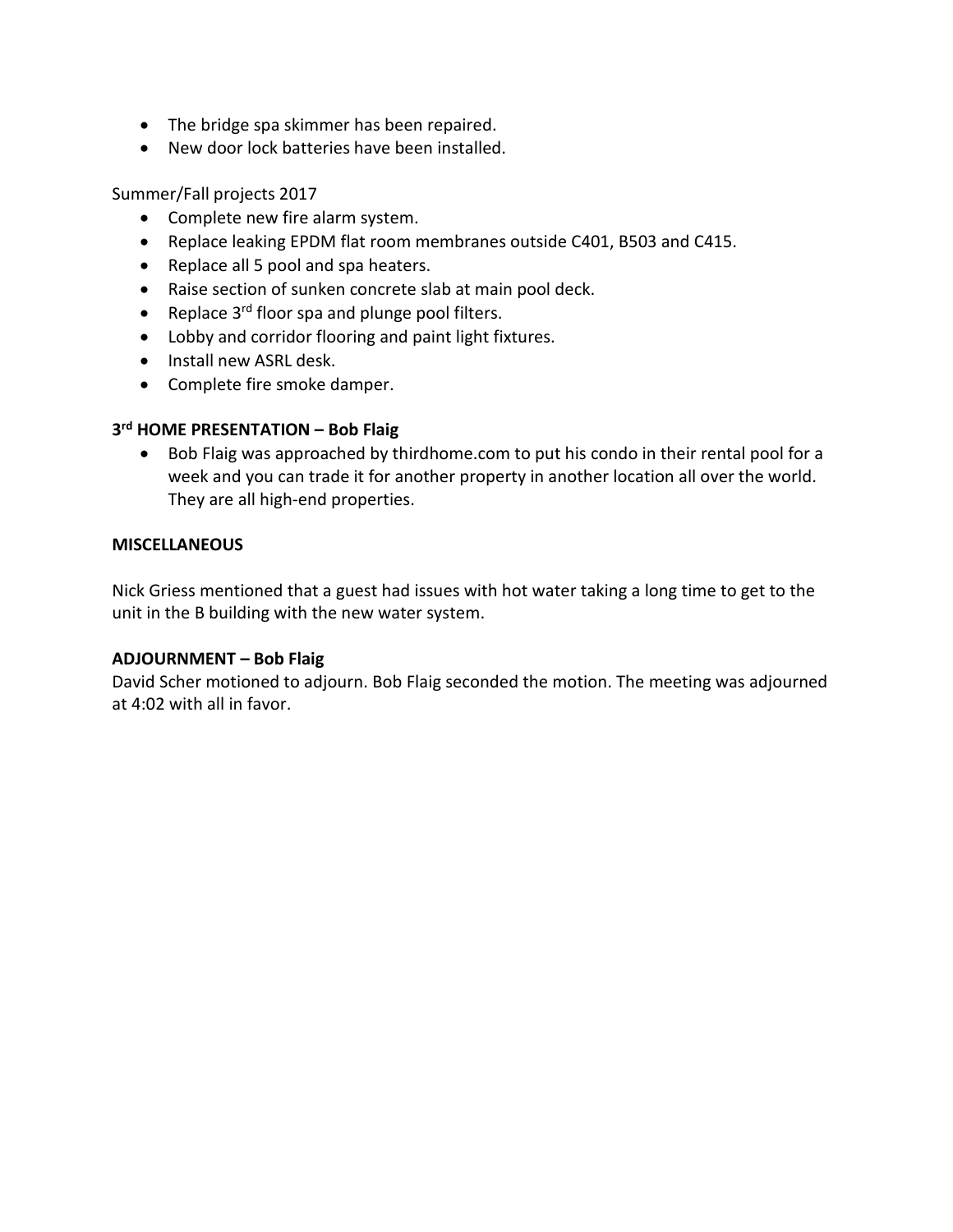- The bridge spa skimmer has been repaired.
- New door lock batteries have been installed.

Summer/Fall projects 2017

- Complete new fire alarm system.
- Replace leaking EPDM flat room membranes outside C401, B503 and C415.
- Replace all 5 pool and spa heaters.
- Raise section of sunken concrete slab at main pool deck.
- Replace 3rd floor spa and plunge pool filters.
- Lobby and corridor flooring and paint light fixtures.
- Install new ASRL desk.
- Complete fire smoke damper.

**3rd HOME PRESENTATION – Bob Flaig**

- Bob Flaig was approached by thirdhome.com to put his condo in their rental pool for a week and you can trade it for another property in another location all over the world. They are all high-end properties.

**MISCELLANEOUS**

Nick Griess mentioned that a guest had issues with hot water taking a long time to get to the unit in the B building with the new water system.

**ADJOURNMENT – Bob Flaig**

David Scher motioned to adjourn. Bob Flaig seconded the motion. The meeting was adjourned at 4:02 with all in favor.